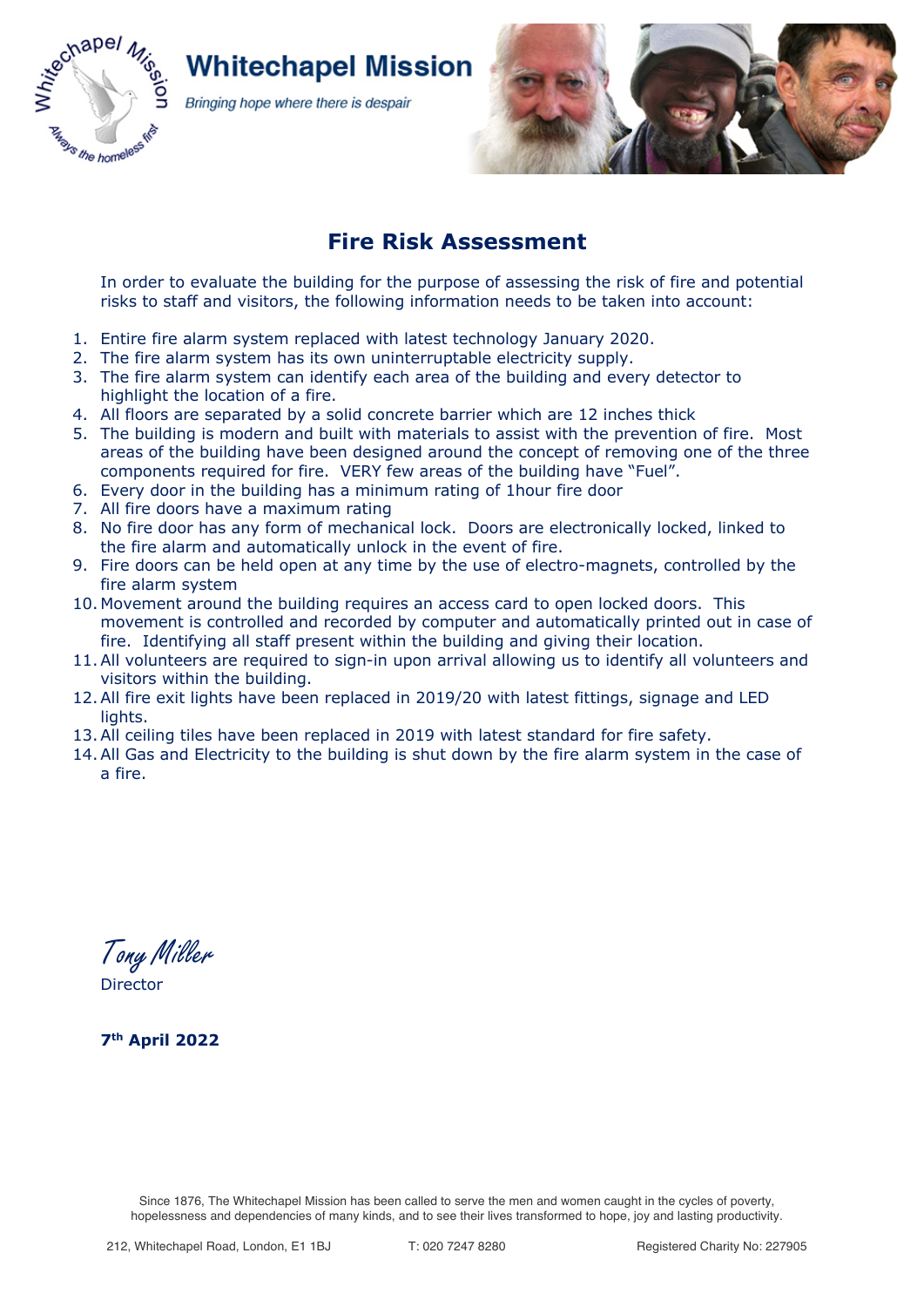# Whitechapel Mission

*Bringing hope where there is despair*

## Fire Risk Assessment

In order to evaluate the building for the purpose of assessing the risk of fire and potential risks to staff and visitors, the following information needs to be taken into account:

1. Entire fire alarm system replaced with latest technology January 2020.
2. The fire alarm system has its own uninterruptable electricity supply.
3. The fire alarm system can identify each area of the building and every detector to highlight the location of a fire.
4. All floors are separated by a solid concrete barrier which are 12 inches thick
5. The building is modern and built with materials to assist with the prevention of fire. Most areas of the building have been designed around the concept of removing one of the three components required for fire. VERY few areas of the building have "Fuel".
6. Every door in the building has a minimum rating of 1hour fire door
7. All fire doors have a maximum rating
8. No fire door has any form of mechanical lock. Doors are electronically locked, linked to the fire alarm and automatically unlock in the event of fire.
9. Fire doors can be held open at any time by the use of electro-magnets, controlled by the fire alarm system
10. Movement around the building requires an access card to open locked doors. This movement is controlled and recorded by computer and automatically printed out in case of fire. Identifying all staff present within the building and giving their location.
11. All volunteers are required to sign-in upon arrival allowing us to identify all volunteers and visitors within the building.
12. All fire exit lights have been replaced in 2019/20 with latest fittings, signage and LED lights.
13. All ceiling tiles have been replaced in 2019 with latest standard for fire safety.
14. All Gas and Electricity to the building is shut down by the fire alarm system in the case of a fire.

*Tony Miller*

Director

**7th April 2022**

Since 1876, The Whitechapel Mission has been called to serve the men and women caught in the cycles of poverty, hopelessness and dependencies of many kinds, and to see their lives transformed to hope, joy and lasting productivity.

212, Whitechapel Road, London, E1 1BJ T: 020 7247 8280 Registered Charity No: 227905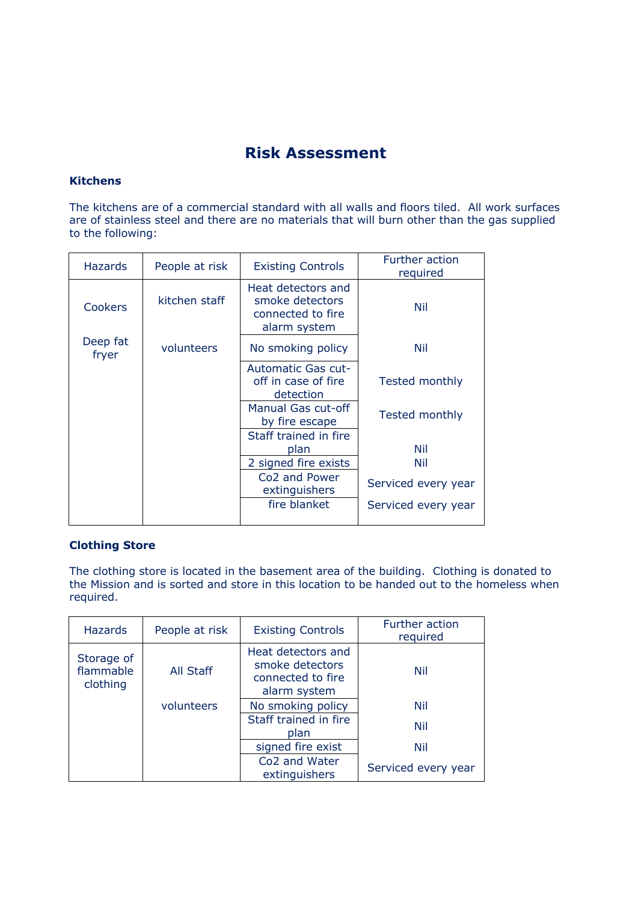# Risk Assessment

### Kitchens

The kitchens are of a commercial standard with all walls and floors tiled. All work surfaces are of stainless steel and there are no materials that will burn other than the gas supplied to the following:

| Hazards | People at risk | Existing Controls | Further action required |
|---|---|---|---|
| Cookers | kitchen staff | Heat detectors and smoke detectors connected to fire alarm system | Nil |
| Deep fat fryer | volunteers | No smoking policy | Nil |
| | | Automatic Gas cut-off in case of fire detection | Tested monthly |
| | | Manual Gas cut-off by fire escape | Tested monthly |
| | | Staff trained in fire plan | Nil |
| | | 2 signed fire exists | Nil |
| | | Co2 and Power extinguishers | Serviced every year |
| | | fire blanket | Serviced every year |

### Clothing Store

The clothing store is located in the basement area of the building. Clothing is donated to the Mission and is sorted and store in this location to be handed out to the homeless when required.

| Hazards | People at risk | Existing Controls | Further action required |
|---|---|---|---|
| Storage of flammable clothing | All Staff | Heat detectors and smoke detectors connected to fire alarm system | Nil |
| | volunteers | No smoking policy | Nil |
| | | Staff trained in fire plan | Nil |
| | | signed fire exist | Nil |
| | | Co2 and Water extinguishers | Serviced every year |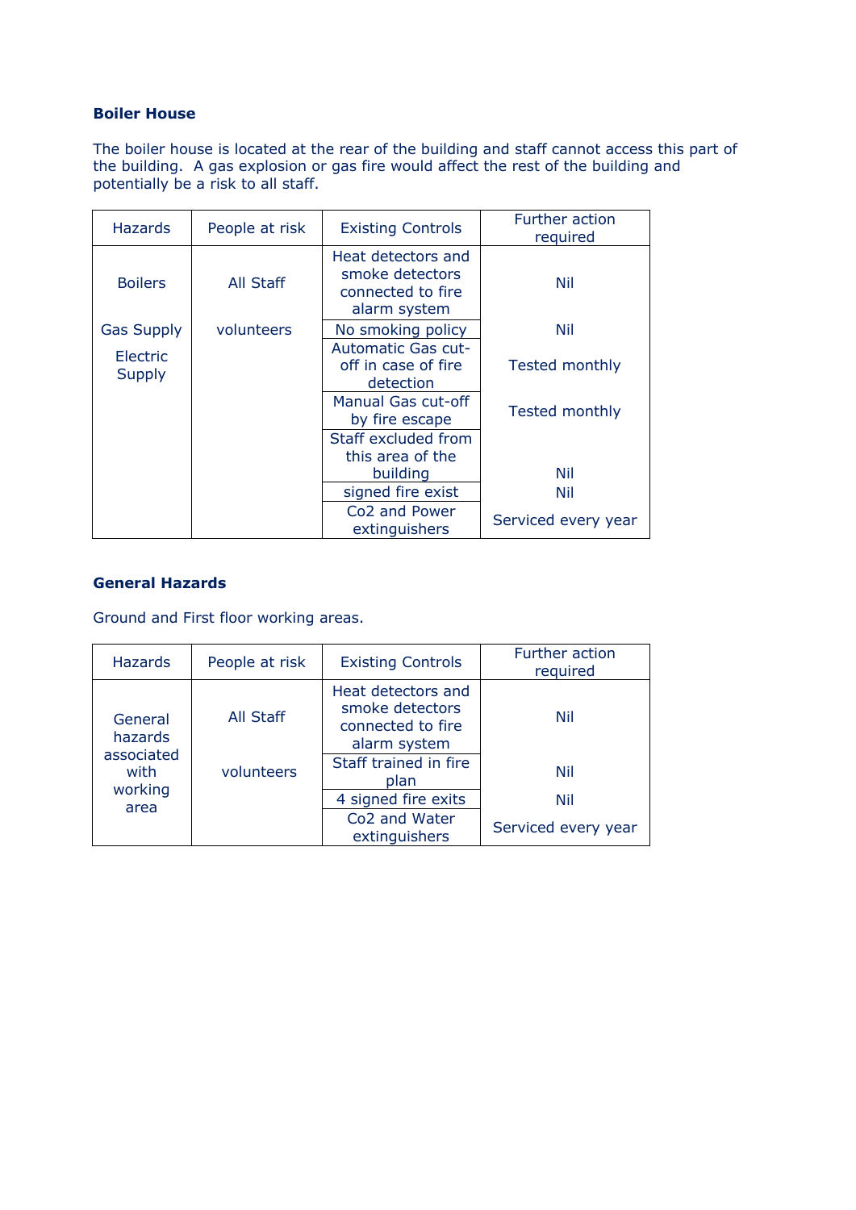**Boiler House**

The boiler house is located at the rear of the building and staff cannot access this part of the building. A gas explosion or gas fire would affect the rest of the building and potentially be a risk to all staff.

| Hazards | People at risk | Existing Controls | Further action required |
|---|---|---|---|
| Boilers | All Staff | Heat detectors and smoke detectors connected to fire alarm system | Nil |
| Gas Supply | volunteers | No smoking policy | Nil |
| Electric Supply | | Automatic Gas cut-off in case of fire detection | Tested monthly |
| | | Manual Gas cut-off by fire escape | Tested monthly |
| | | Staff excluded from this area of the building | Nil |
| | | signed fire exist | Nil |
| | | Co2 and Power extinguishers | Serviced every year |

**General Hazards**

Ground and First floor working areas.

| Hazards | People at risk | Existing Controls | Further action required |
|---|---|---|---|
| General hazards associated with working area | All Staff | Heat detectors and smoke detectors connected to fire alarm system | Nil |
| | volunteers | Staff trained in fire plan | Nil |
| | | 4 signed fire exits | Nil |
| | | Co2 and Water extinguishers | Serviced every year |